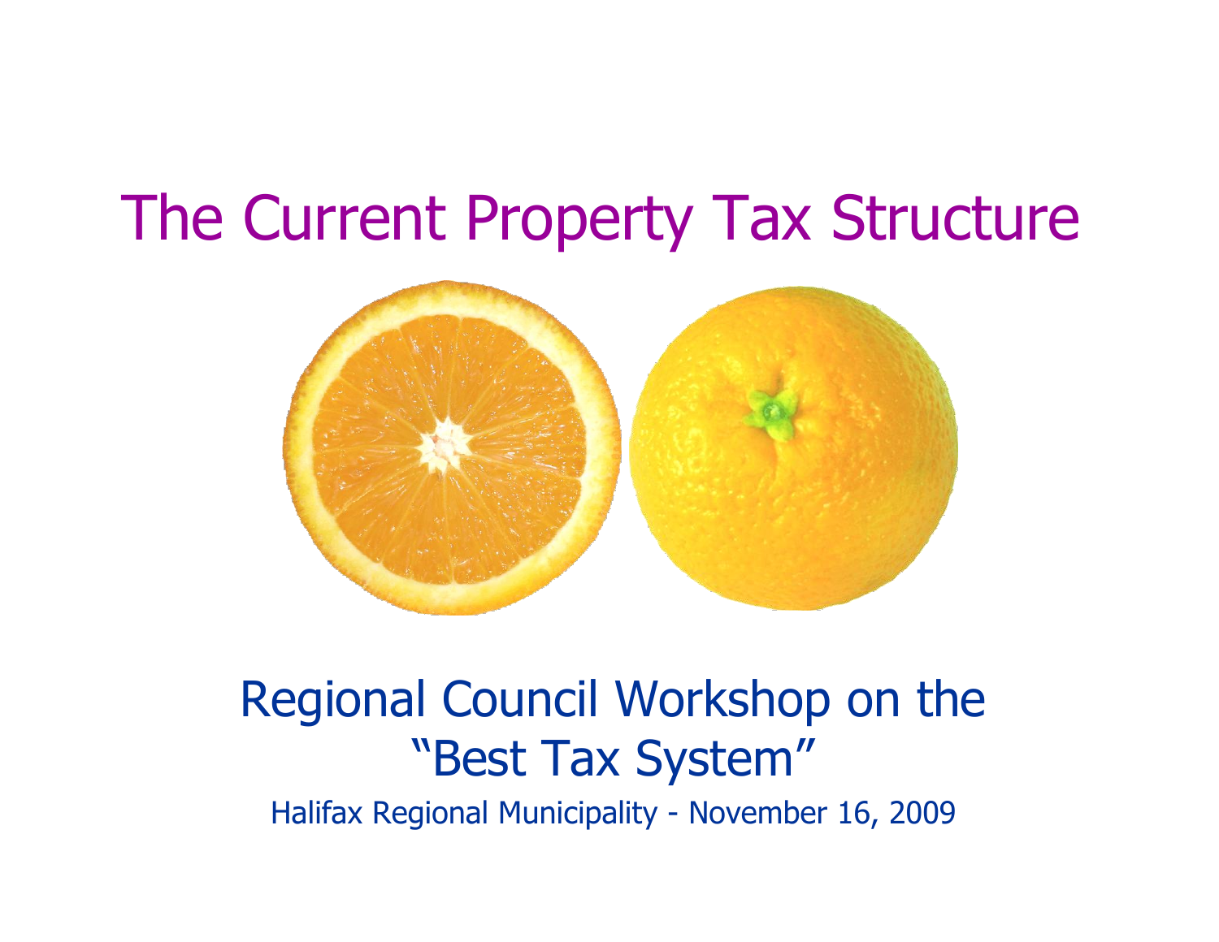# The Current Property Tax Structure

## Regional Council Workshop on the "Best Tax System"

Halifax Regional Municipality - November 16, 2009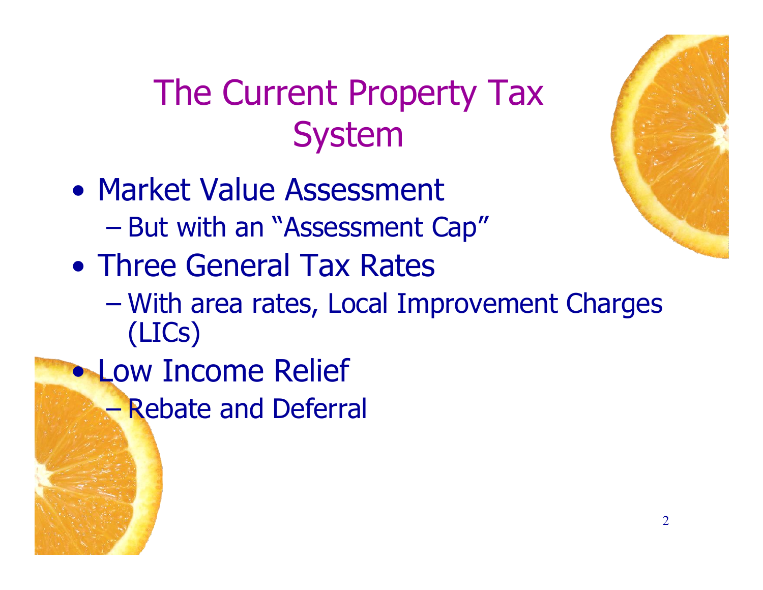# The Current Property Tax System

- Market Value Assessment
  - But with an "Assessment Cap"
- Three General Tax Rates
  - With area rates, Local Improvement Charges (LICs)
- Low Income Relief
  - Rebate and Deferral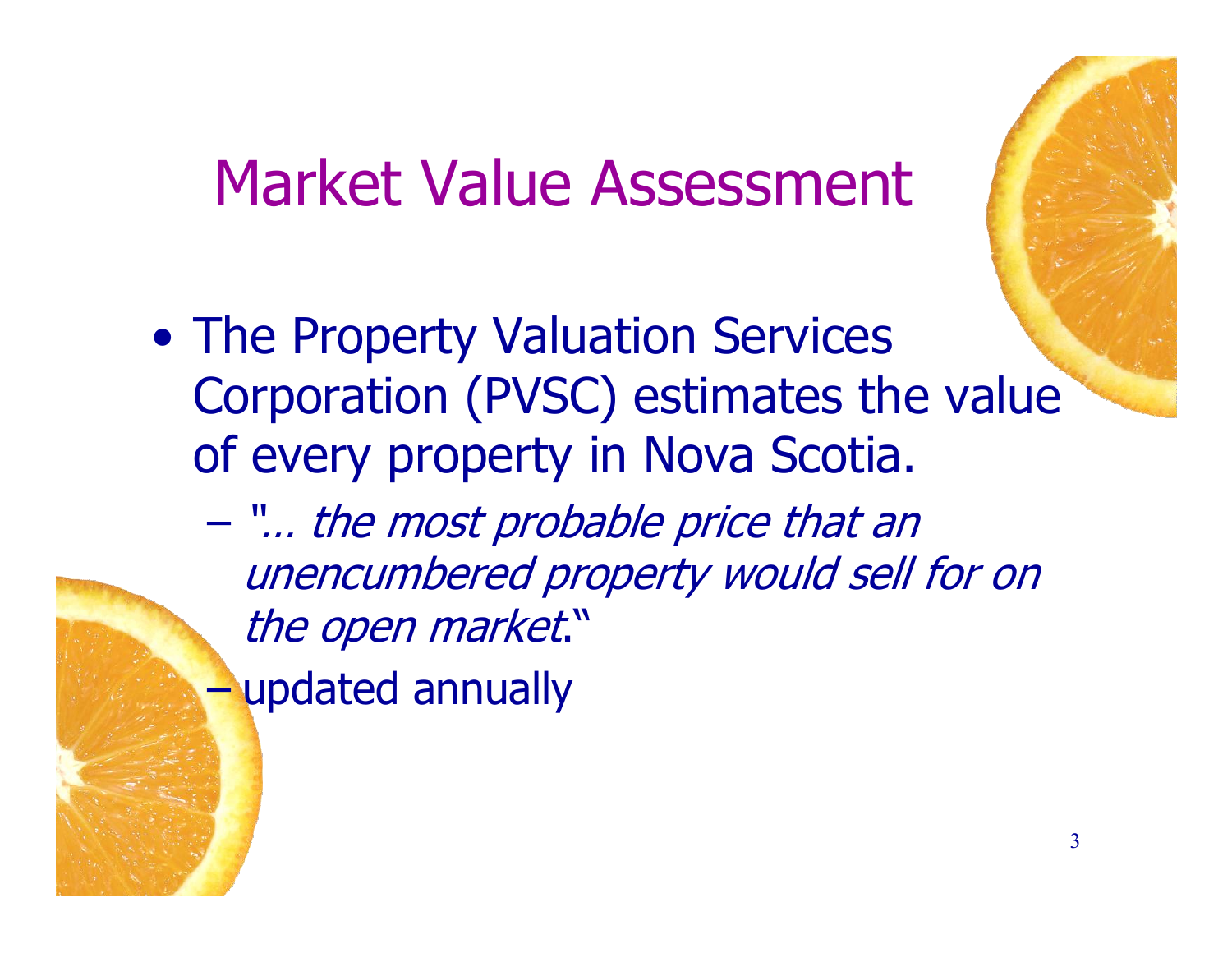# Market Value Assessment

- The Property Valuation Services Corporation (PVSC) estimates the value of every property in Nova Scotia.
  - "*… the most probable price that an unencumbered property would sell for on the open market*."
  - updated annually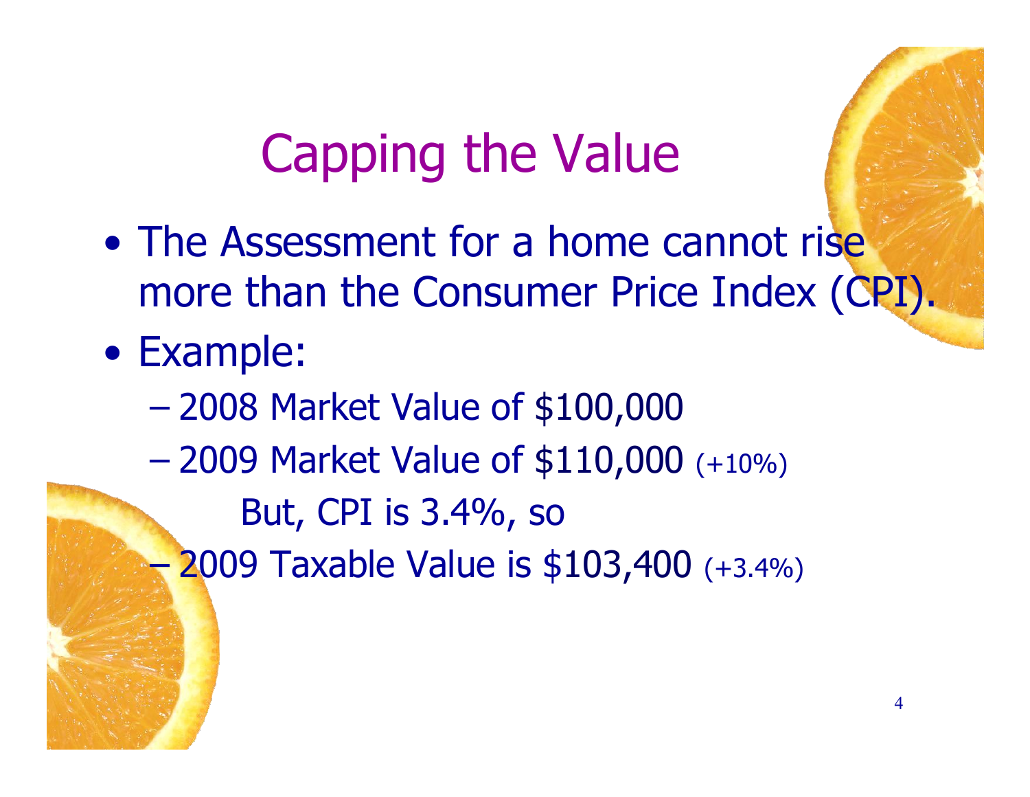# Capping the Value

- The Assessment for a home cannot rise more than the Consumer Price Index (CPI).
- Example:
  - 2008 Market Value of $100,000
  - 2009 Market Value of $110,000 (+10%)

    But, CPI is 3.4%, so
  - 2009 Taxable Value is $103,400 (+3.4%)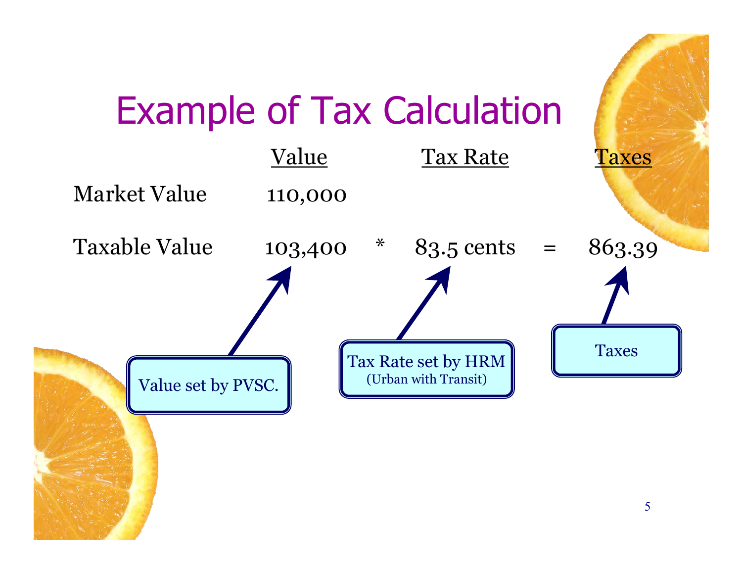# Example of Tax Calculation

| | Value | | Tax Rate | | Taxes |
|---|---|---|---|---|---|
| Market Value | 110,000 | | | | |
| Taxable Value | 103,400 | * | 83.5 cents | = | 863.39 |

Value set by PVSC.

Tax Rate set by HRM
(Urban with Transit)

Taxes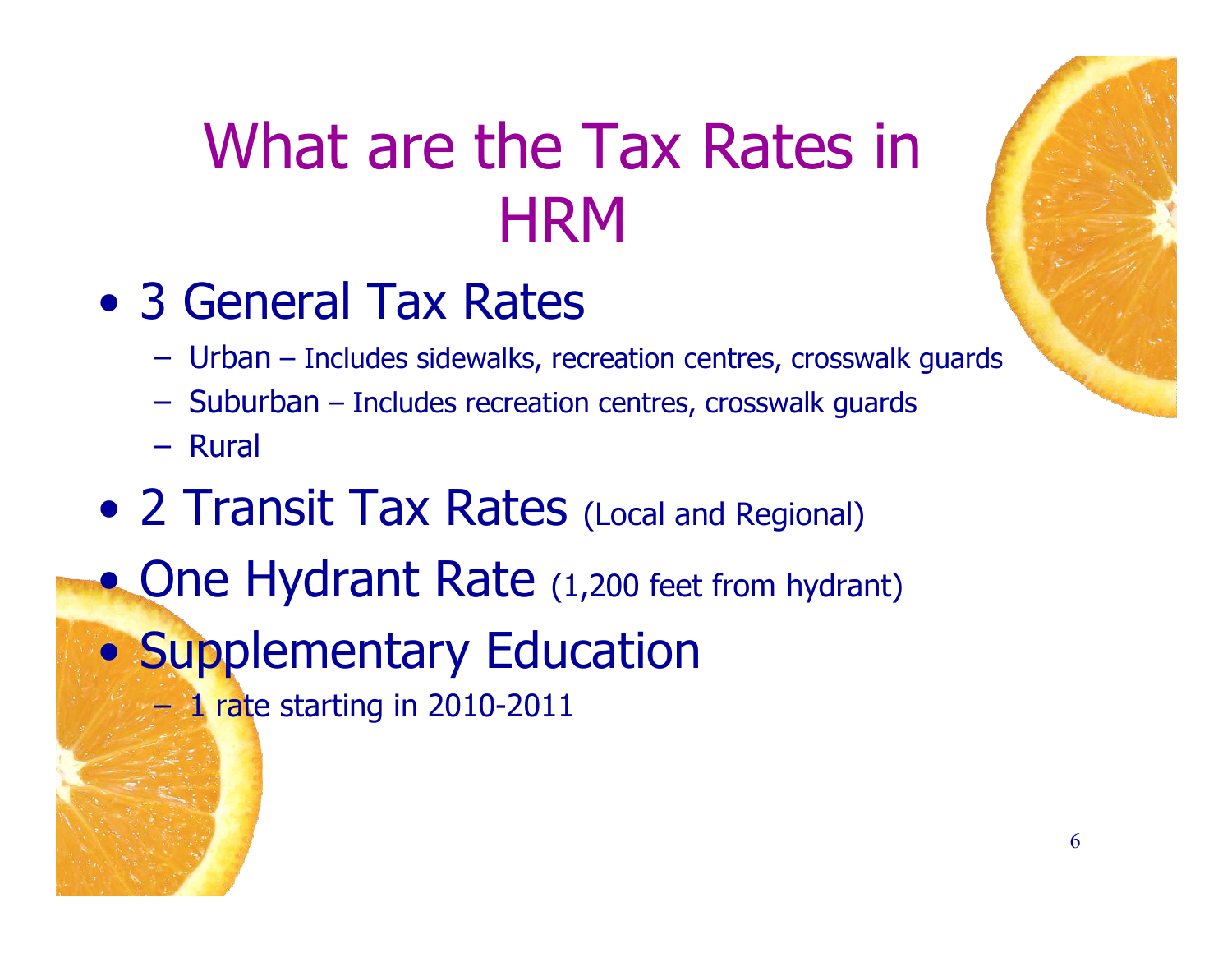# What are the Tax Rates in HRM

- 3 General Tax Rates
  - Urban – Includes sidewalks, recreation centres, crosswalk guards
  - Suburban – Includes recreation centres, crosswalk guards
  - Rural
- 2 Transit Tax Rates (Local and Regional)
- One Hydrant Rate (1,200 feet from hydrant)
- Supplementary Education
  - 1 rate starting in 2010-2011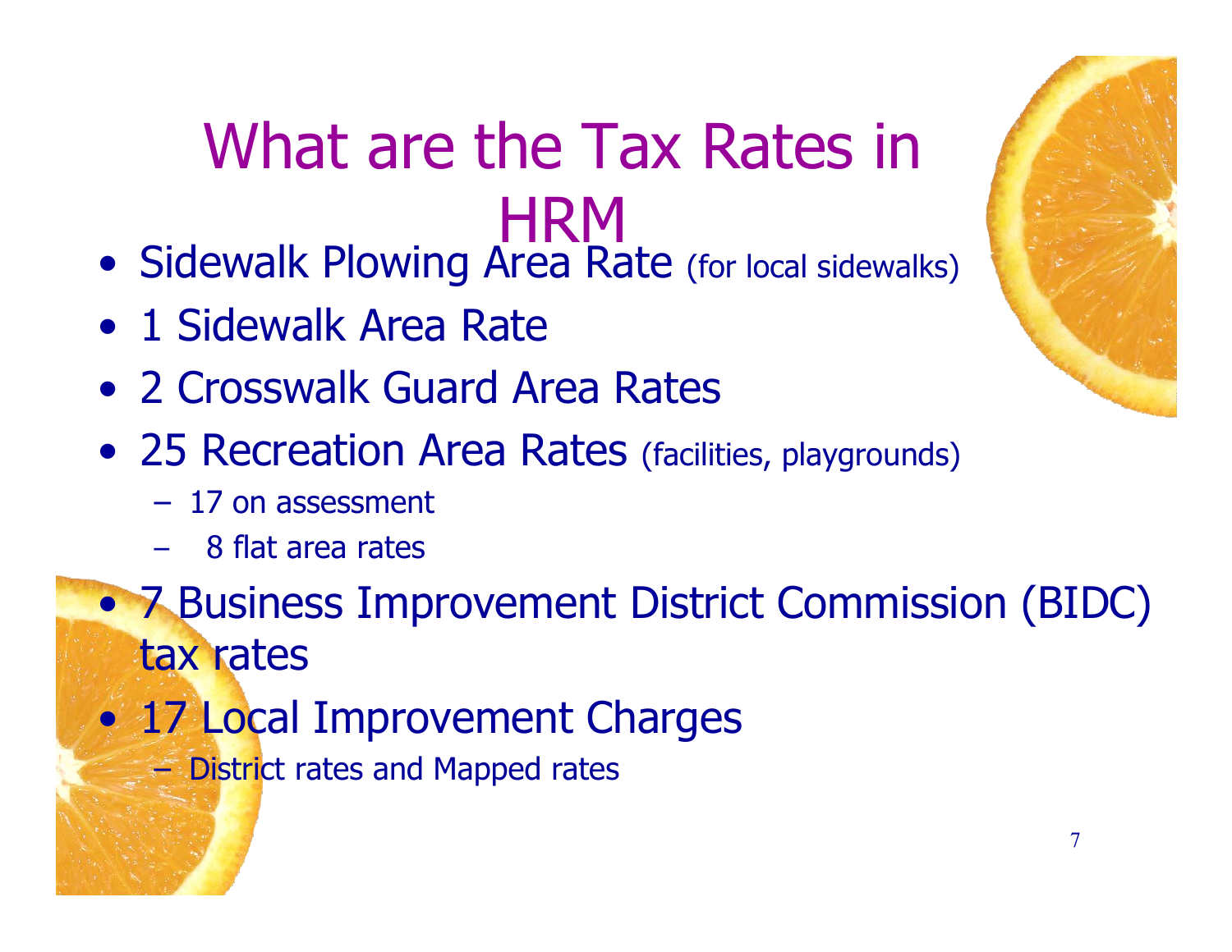# What are the Tax Rates in HRM

- Sidewalk Plowing Area Rate (for local sidewalks)
- 1 Sidewalk Area Rate
- 2 Crosswalk Guard Area Rates
- 25 Recreation Area Rates (facilities, playgrounds)
  - 17 on assessment
  - 8 flat area rates
- 7 Business Improvement District Commission (BIDC) tax rates
- 17 Local Improvement Charges
  - District rates and Mapped rates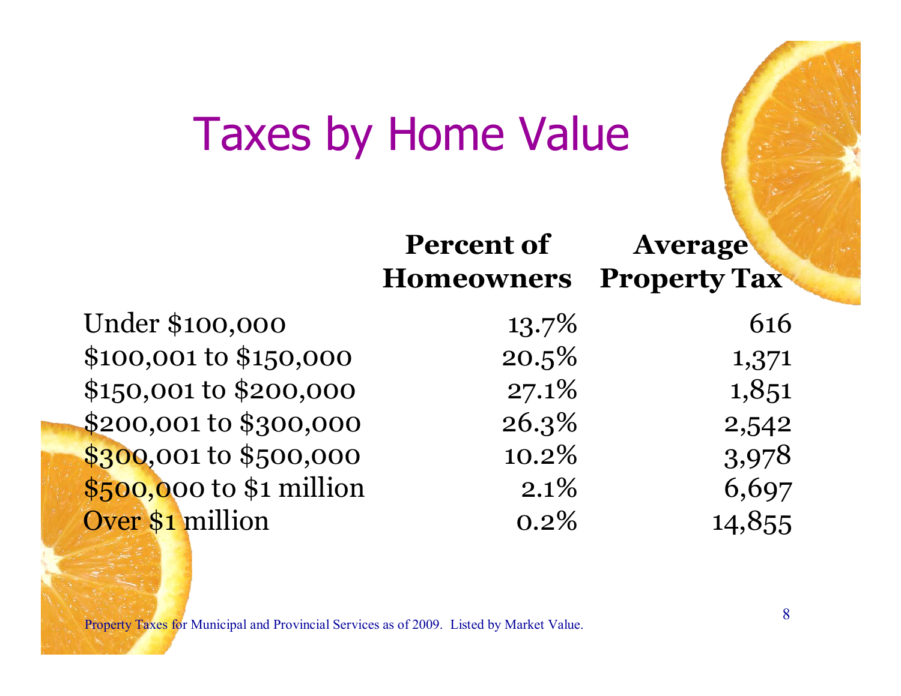# Taxes by Home Value

| | Percent of Homeowners | Average Property Tax |
|---|---|---|
| Under $100,000 | 13.7% | 616 |
| $100,001 to $150,000 | 20.5% | 1,371 |
| $150,001 to $200,000 | 27.1% | 1,851 |
| $200,001 to $300,000 | 26.3% | 2,542 |
| $300,001 to $500,000 | 10.2% | 3,978 |
| $500,000 to $1 million | 2.1% | 6,697 |
| Over $1 million | 0.2% | 14,855 |

Property Taxes for Municipal and Provincial Services as of 2009. Listed by Market Value.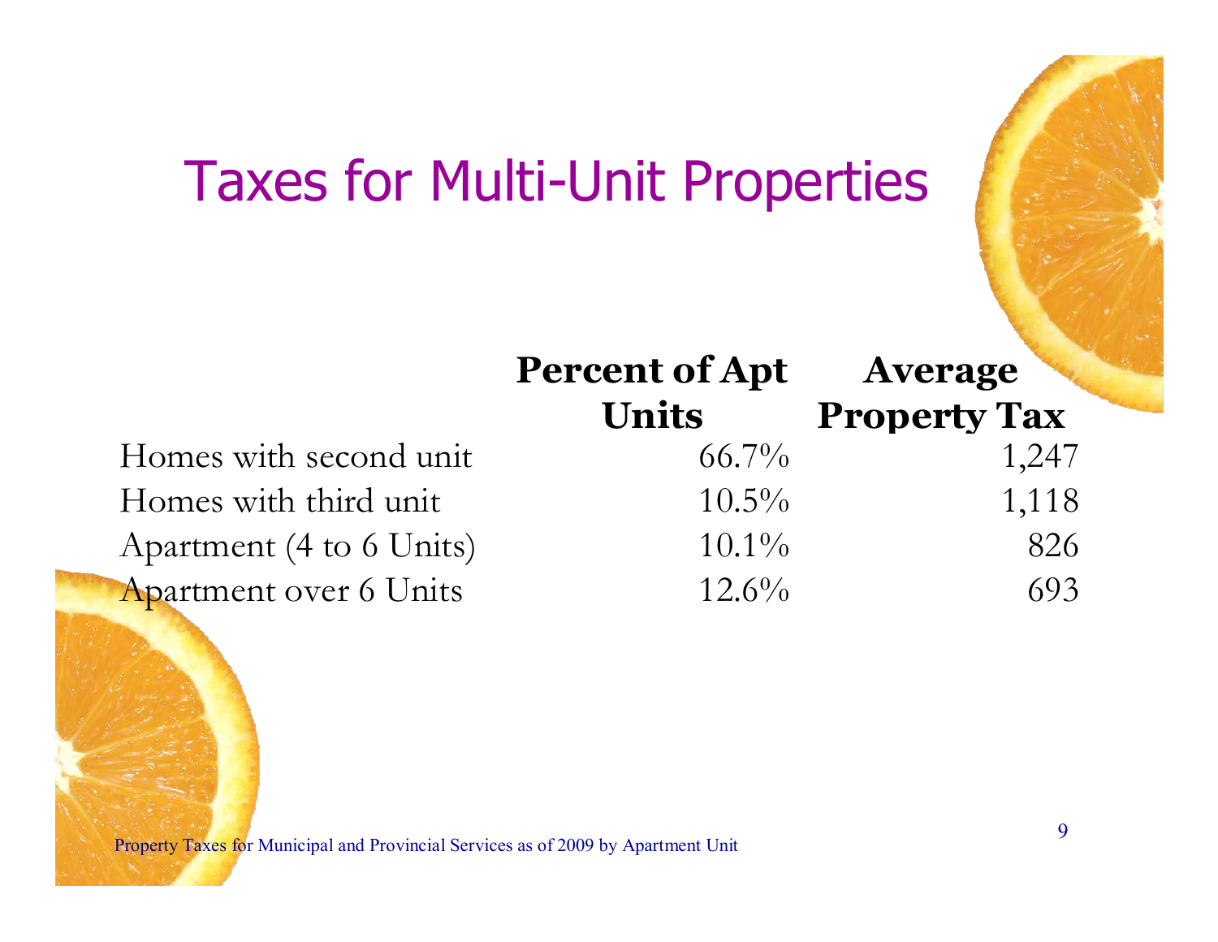# Taxes for Multi-Unit Properties

| | Percent of Apt Units | Average Property Tax |
|---|---|---|
| Homes with second unit | 66.7% | 1,247 |
| Homes with third unit | 10.5% | 1,118 |
| Apartment (4 to 6 Units) | 10.1% | 826 |
| Apartment over 6 Units | 12.6% | 693 |

Property Taxes for Municipal and Provincial Services as of 2009 by Apartment Unit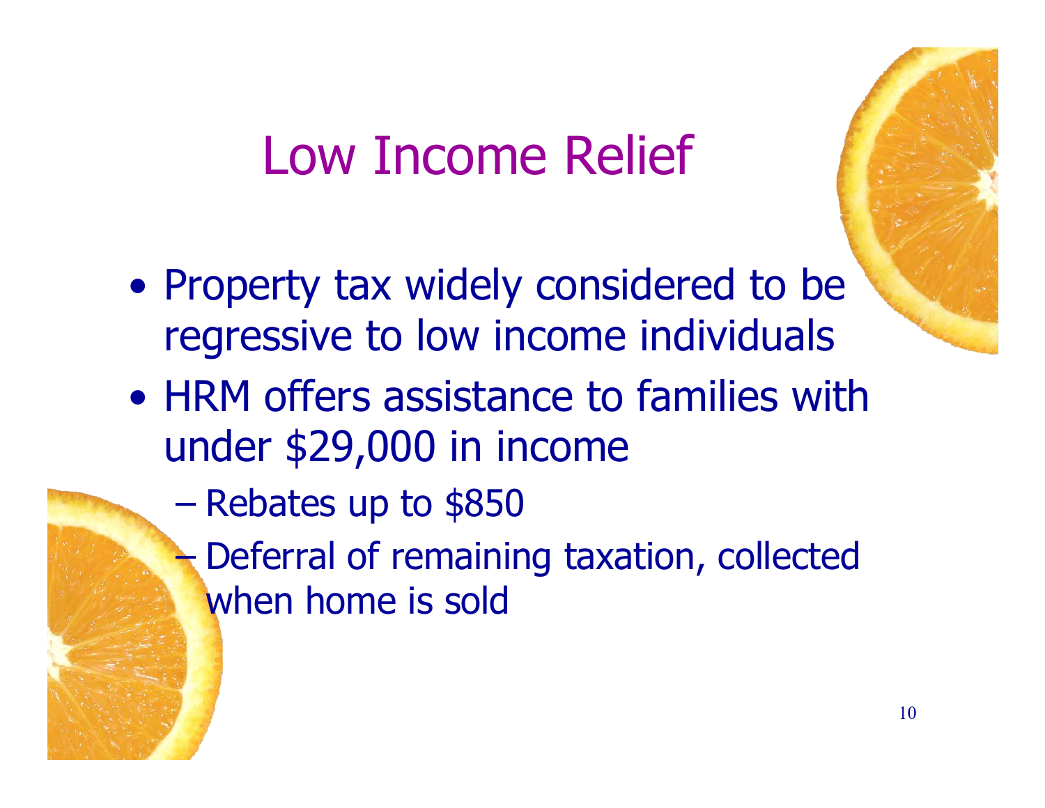# Low Income Relief

- Property tax widely considered to be regressive to low income individuals
- HRM offers assistance to families with under $29,000 in income
  - Rebates up to $850
  - Deferral of remaining taxation, collected when home is sold